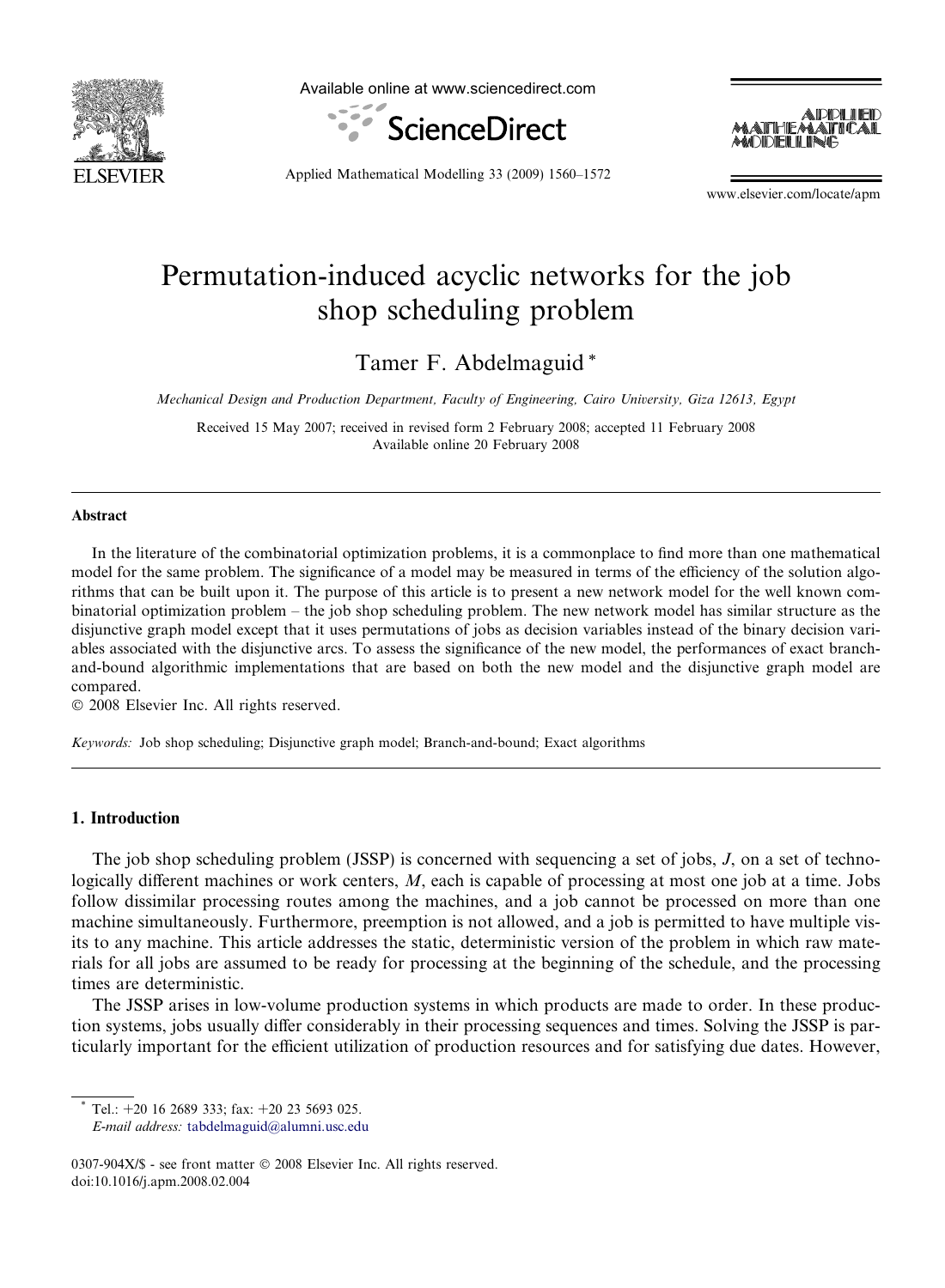# Permutation-induced acyclic networks for the job shop scheduling problem

Tamer F. Abdelmaguid *

*Mechanical Design and Production Department, Faculty of Engineering, Cairo University, Giza 12613, Egypt*

Received 15 May 2007; received in revised form 2 February 2008; accepted 11 February 2008
Available online 20 February 2008

## Abstract

In the literature of the combinatorial optimization problems, it is a commonplace to find more than one mathematical model for the same problem. The significance of a model may be measured in terms of the efficiency of the solution algorithms that can be built upon it. The purpose of this article is to present a new network model for the well known combinatorial optimization problem – the job shop scheduling problem. The new network model has similar structure as the disjunctive graph model except that it uses permutations of jobs as decision variables instead of the binary decision variables associated with the disjunctive arcs. To assess the significance of the new model, the performances of exact branch-and-bound algorithmic implementations that are based on both the new model and the disjunctive graph model are compared.

© 2008 Elsevier Inc. All rights reserved.

*Keywords:* Job shop scheduling; Disjunctive graph model; Branch-and-bound; Exact algorithms

## 1. Introduction

The job shop scheduling problem (JSSP) is concerned with sequencing a set of jobs, $J$, on a set of technologically different machines or work centers, $M$, each is capable of processing at most one job at a time. Jobs follow dissimilar processing routes among the machines, and a job cannot be processed on more than one machine simultaneously. Furthermore, preemption is not allowed, and a job is permitted to have multiple visits to any machine. This article addresses the static, deterministic version of the problem in which raw materials for all jobs are assumed to be ready for processing at the beginning of the schedule, and the processing times are deterministic.

The JSSP arises in low-volume production systems in which products are made to order. In these production systems, jobs usually differ considerably in their processing sequences and times. Solving the JSSP is particularly important for the efficient utilization of production resources and for satisfying due dates. However,

* Tel.: +20 16 2689 333; fax: +20 23 5693 025.
*E-mail address:* tabdelmaguid@alumni.usc.edu

0307-904X/$ - see front matter © 2008 Elsevier Inc. All rights reserved.
doi:10.1016/j.apm.2008.02.004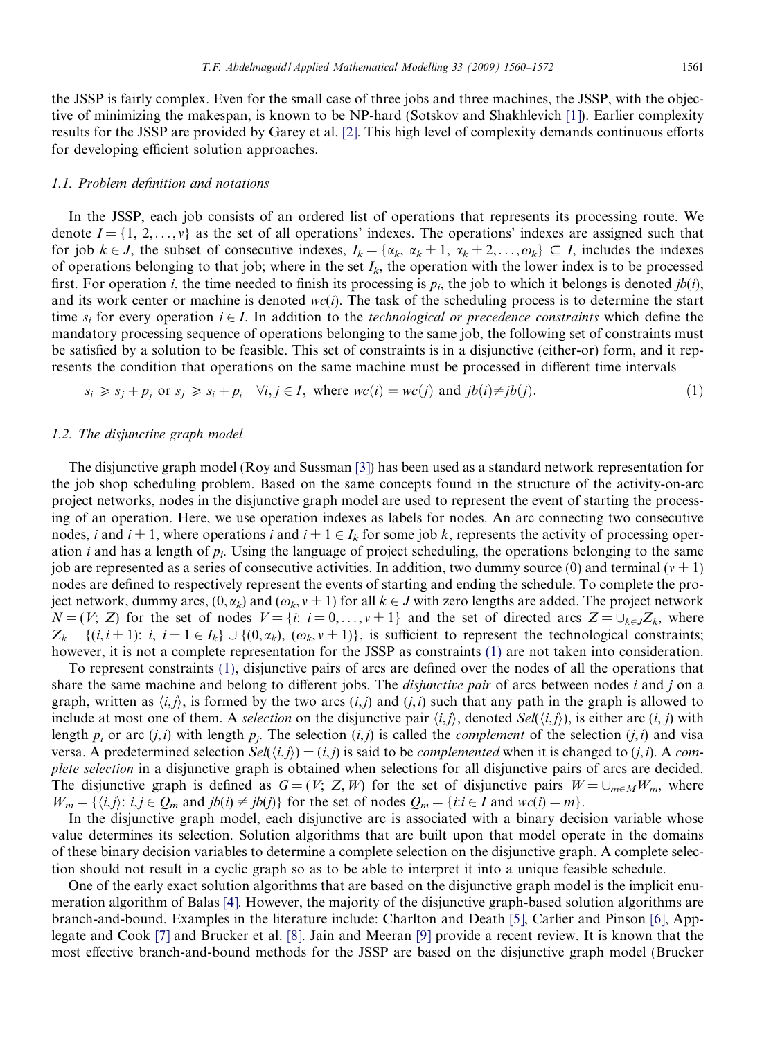the JSSP is fairly complex. Even for the small case of three jobs and three machines, the JSSP, with the objective of minimizing the makespan, is known to be NP-hard (Sotskov and Shakhlevich [1]). Earlier complexity results for the JSSP are provided by Garey et al. [2]. This high level of complexity demands continuous efforts for developing efficient solution approaches.

### 1.1. Problem definition and notations

In the JSSP, each job consists of an ordered list of operations that represents its processing route. We denote $I = \{1, 2, \ldots, v\}$ as the set of all operations' indexes. The operations' indexes are assigned such that for job $k \in J$, the subset of consecutive indexes, $I_k = \{\alpha_k, \alpha_k + 1, \alpha_k + 2, \ldots, \omega_k\} \subseteq I$, includes the indexes of operations belonging to that job; where in the set $I_k$, the operation with the lower index is to be processed first. For operation $i$, the time needed to finish its processing is $p_i$, the job to which it belongs is denoted $jb(i)$, and its work center or machine is denoted $wc(i)$. The task of the scheduling process is to determine the start time $s_i$ for every operation $i \in I$. In addition to the *technological or precedence constraints* which define the mandatory processing sequence of operations belonging to the same job, the following set of constraints must be satisfied by a solution to be feasible. This set of constraints is in a disjunctive (either-or) form, and it represents the condition that operations on the same machine must be processed in different time intervals

$$s_i \geqslant s_j + p_j \text{ or } s_j \geqslant s_i + p_i \quad \forall i, j \in I, \text{ where } wc(i) = wc(j) \text{ and } jb(i) \neq jb(j). \tag{1}$$

### 1.2. The disjunctive graph model

The disjunctive graph model (Roy and Sussman [3]) has been used as a standard network representation for the job shop scheduling problem. Based on the same concepts found in the structure of the activity-on-arc project networks, nodes in the disjunctive graph model are used to represent the event of starting the processing of an operation. Here, we use operation indexes as labels for nodes. An arc connecting two consecutive nodes, $i$ and $i + 1$, where operations $i$ and $i + 1 \in I_k$ for some job $k$, represents the activity of processing operation $i$ and has a length of $p_i$. Using the language of project scheduling, the operations belonging to the same job are represented as a series of consecutive activities. In addition, two dummy source (0) and terminal $(v + 1)$ nodes are defined to respectively represent the events of starting and ending the schedule. To complete the project network, dummy arcs, $(0, \alpha_k)$ and $(\omega_k, v + 1)$ for all $k \in J$ with zero lengths are added. The project network $N = (V; Z)$ for the set of nodes $V = \{i\colon i = 0, \ldots, v + 1\}$ and the set of directed arcs $Z = \cup_{k \in J} Z_k$, where $Z_k = \{(i, i + 1)\colon i, i + 1 \in I_k\} \cup \{(0, \alpha_k), (\omega_k, v + 1)\}$, is sufficient to represent the technological constraints; however, it is not a complete representation for the JSSP as constraints (1) are not taken into consideration.

To represent constraints (1), disjunctive pairs of arcs are defined over the nodes of all the operations that share the same machine and belong to different jobs. The *disjunctive pair* of arcs between nodes $i$ and $j$ on a graph, written as $\langle i,j \rangle$, is formed by the two arcs $(i,j)$ and $(j,i)$ such that any path in the graph is allowed to include at most one of them. A *selection* on the disjunctive pair $\langle i,j \rangle$, denoted $Sel(\langle i,j \rangle)$, is either arc $(i, j)$ with length $p_i$ or arc $(j,i)$ with length $p_j$. The selection $(i,j)$ is called the *complement* of the selection $(j,i)$ and visa versa. A predetermined selection $Sel(\langle i,j \rangle) = (i,j)$ is said to be *complemented* when it is changed to $(j, i)$. A *complete selection* in a disjunctive graph is obtained when selections for all disjunctive pairs of arcs are decided. The disjunctive graph is defined as $G = (V; Z, W)$ for the set of disjunctive pairs $W = \cup_{m \in M} W_m$, where $W_m = \{\langle i,j \rangle\colon i,j \in Q_m \text{ and } jb(i) \neq jb(j)\}$ for the set of nodes $Q_m = \{i{:}i \in I \text{ and } wc(i) = m\}$.

In the disjunctive graph model, each disjunctive arc is associated with a binary decision variable whose value determines its selection. Solution algorithms that are built upon that model operate in the domains of these binary decision variables to determine a complete selection on the disjunctive graph. A complete selection should not result in a cyclic graph so as to be able to interpret it into a unique feasible schedule.

One of the early exact solution algorithms that are based on the disjunctive graph model is the implicit enumeration algorithm of Balas [4]. However, the majority of the disjunctive graph-based solution algorithms are branch-and-bound. Examples in the literature include: Charlton and Death [5], Carlier and Pinson [6], Applegate and Cook [7] and Brucker et al. [8]. Jain and Meeran [9] provide a recent review. It is known that the most effective branch-and-bound methods for the JSSP are based on the disjunctive graph model (Brucker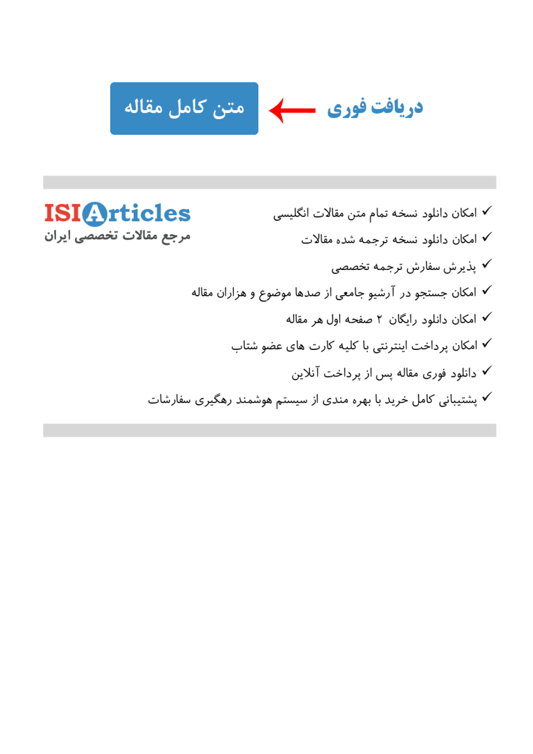دریافت فوری ← متن کامل مقاله

ISIArticles
مرجع مقالات تخصصی ایران

- ✓ امکان دانلود نسخه تمام متن مقالات انگلیسی
- ✓ امکان دانلود نسخه ترجمه شده مقالات
- ✓ پذیرش سفارش ترجمه تخصصی
- ✓ امکان جستجو در آرشیو جامعی از صدها موضوع و هزاران مقاله
- ✓ امکان دانلود رایگان ۲ صفحه اول هر مقاله
- ✓ امکان پرداخت اینترنتی با کلیه کارت های عضو شتاب
- ✓ دانلود فوری مقاله پس از پرداخت آنلاین
- ✓ پشتیبانی کامل خرید با بهره مندی از سیستم هوشمند رهگیری سفارشات